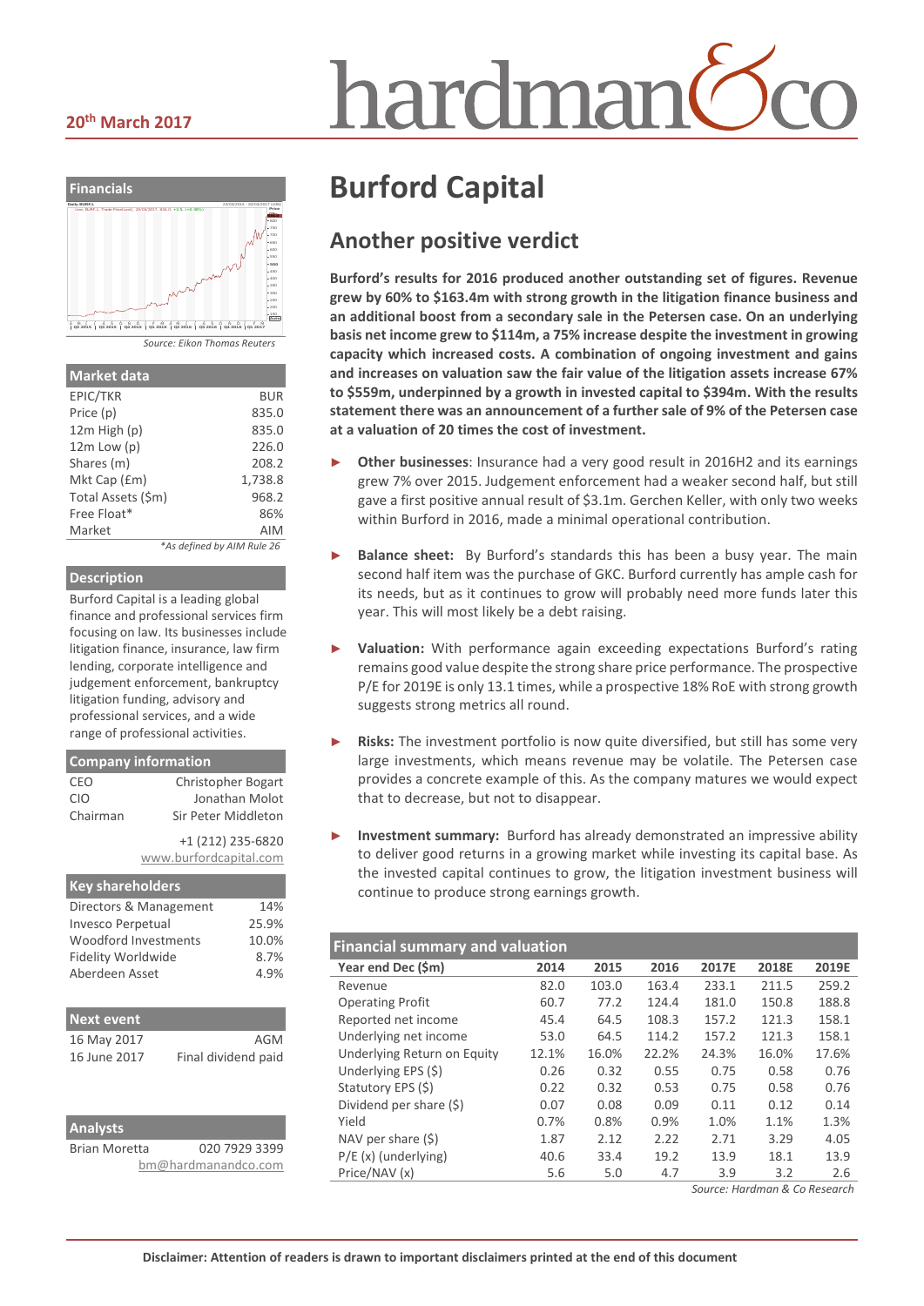20th March 2017

# Burford Capital

## Another positive verdict

**Burford's results for 2016 produced another outstanding set of figures. Revenue grew by 60% to $163.4m with strong growth in the litigation finance business and an additional boost from a secondary sale in the Petersen case. On an underlying basis net income grew to $114m, a 75% increase despite the investment in growing capacity which increased costs. A combination of ongoing investment and gains and increases on valuation saw the fair value of the litigation assets increase 67% to $559m, underpinned by a growth in invested capital to $394m. With the results statement there was an announcement of a further sale of 9% of the Petersen case at a valuation of 20 times the cost of investment.**

- **Other businesses**: Insurance had a very good result in 2016H2 and its earnings grew 7% over 2015. Judgement enforcement had a weaker second half, but still gave a first positive annual result of $3.1m. Gerchen Keller, with only two weeks within Burford in 2016, made a minimal operational contribution.
- **Balance sheet:** By Burford's standards this has been a busy year. The main second half item was the purchase of GKC. Burford currently has ample cash for its needs, but as it continues to grow will probably need more funds later this year. This will most likely be a debt raising.
- **Valuation:** With performance again exceeding expectations Burford's rating remains good value despite the strong share price performance. The prospective P/E for 2019E is only 13.1 times, while a prospective 18% RoE with strong growth suggests strong metrics all round.
- **Risks:** The investment portfolio is now quite diversified, but still has some very large investments, which means revenue may be volatile. The Petersen case provides a concrete example of this. As the company matures we would expect that to decrease, but not to disappear.
- **Investment summary:** Burford has already demonstrated an impressive ability to deliver good returns in a growing market while investing its capital base. As the invested capital continues to grow, the litigation investment business will continue to produce strong earnings growth.

### Financial summary and valuation

| Year end Dec ($m) | 2014 | 2015 | 2016 | 2017E | 2018E | 2019E |
|---|---|---|---|---|---|---|
| Revenue | 82.0 | 103.0 | 163.4 | 233.1 | 211.5 | 259.2 |
| Operating Profit | 60.7 | 77.2 | 124.4 | 181.0 | 150.8 | 188.8 |
| Reported net income | 45.4 | 64.5 | 108.3 | 157.2 | 121.3 | 158.1 |
| Underlying net income | 53.0 | 64.5 | 114.2 | 157.2 | 121.3 | 158.1 |
| Underlying Return on Equity | 12.1% | 16.0% | 22.2% | 24.3% | 16.0% | 17.6% |
| Underlying EPS ($) | 0.26 | 0.32 | 0.55 | 0.75 | 0.58 | 0.76 |
| Statutory EPS ($) | 0.22 | 0.32 | 0.53 | 0.75 | 0.58 | 0.76 |
| Dividend per share ($) | 0.07 | 0.08 | 0.09 | 0.11 | 0.12 | 0.14 |
| Yield | 0.7% | 0.8% | 0.9% | 1.0% | 1.1% | 1.3% |
| NAV per share ($) | 1.87 | 2.12 | 2.22 | 2.71 | 3.29 | 4.05 |
| P/E (x) (underlying) | 40.6 | 33.4 | 19.2 | 13.9 | 18.1 | 13.9 |
| Price/NAV (x) | 5.6 | 5.0 | 4.7 | 3.9 | 3.2 | 2.6 |

*Source: Hardman & Co Research*

### Financials

*Source: Eikon Thomas Reuters*

### Market data

| | |
|---|---|
| EPIC/TKR | BUR |
| Price (p) | 835.0 |
| 12m High (p) | 835.0 |
| 12m Low (p) | 226.0 |
| Shares (m) | 208.2 |
| Mkt Cap (£m) | 1,738.8 |
| Total Assets ($m) | 968.2 |
| Free Float* | 86% |
| Market | AIM |

*As defined by AIM Rule 26

### Description

Burford Capital is a leading global finance and professional services firm focusing on law. Its businesses include litigation finance, insurance, law firm lending, corporate intelligence and judgement enforcement, bankruptcy litigation funding, advisory and professional services, and a wide range of professional activities.

### Company information

| | |
|---|---|
| CEO | Christopher Bogart |
| CIO | Jonathan Molot |
| Chairman | Sir Peter Middleton |

+1 (212) 235-6820
www.burfordcapital.com

### Key shareholders

| | |
|---|---|
| Directors & Management | 14% |
| Invesco Perpetual | 25.9% |
| Woodford Investments | 10.0% |
| Fidelity Worldwide | 8.7% |
| Aberdeen Asset | 4.9% |

### Next event

| | |
|---|---|
| 16 May 2017 | AGM |
| 16 June 2017 | Final dividend paid |

### Analysts

| | |
|---|---|
| Brian Moretta | 020 7929 3399 |

bm@hardmanandco.com

**Disclaimer: Attention of readers is drawn to important disclaimers printed at the end of this document**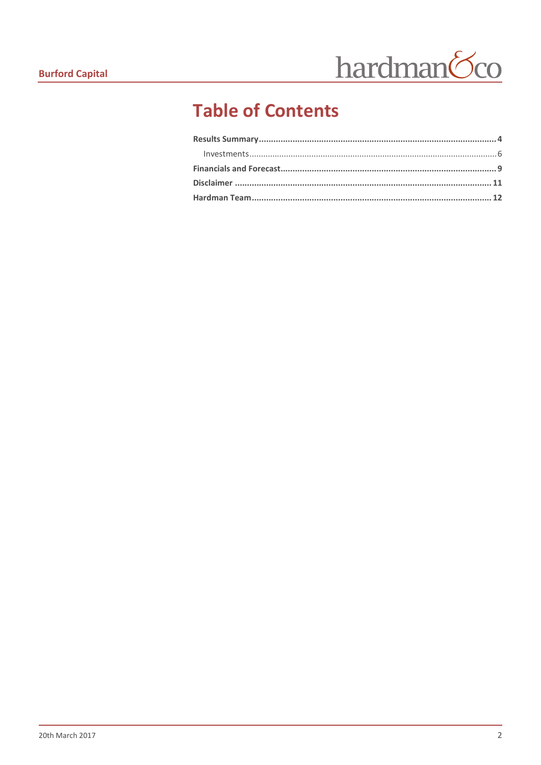# Table of Contents

**Results Summary** .......... **4**

Investments .......... 6

**Financials and Forecast** .......... **9**

**Disclaimer** .......... **11**

**Hardman Team** .......... **12**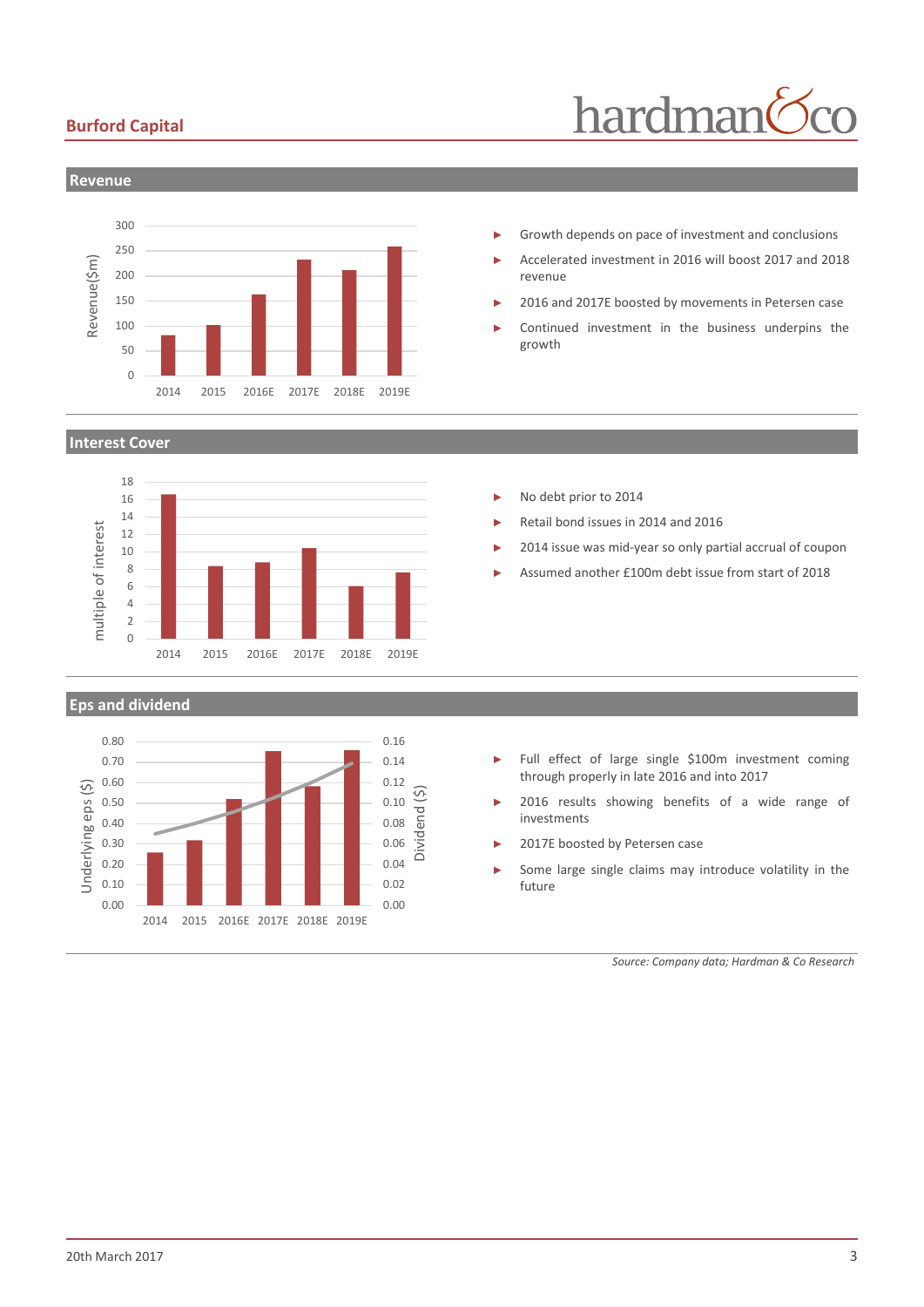## Revenue

- Growth depends on pace of investment and conclusions
- Accelerated investment in 2016 will boost 2017 and 2018 revenue
- 2016 and 2017E boosted by movements in Petersen case
- Continued investment in the business underpins the growth

## Interest Cover

- No debt prior to 2014
- Retail bond issues in 2014 and 2016
- 2014 issue was mid-year so only partial accrual of coupon
- Assumed another £100m debt issue from start of 2018

## Eps and dividend

- Full effect of large single $100m investment coming through properly in late 2016 and into 2017
- 2016 results showing benefits of a wide range of investments
- 2017E boosted by Petersen case
- Some large single claims may introduce volatility in the future

*Source: Company data; Hardman & Co Research*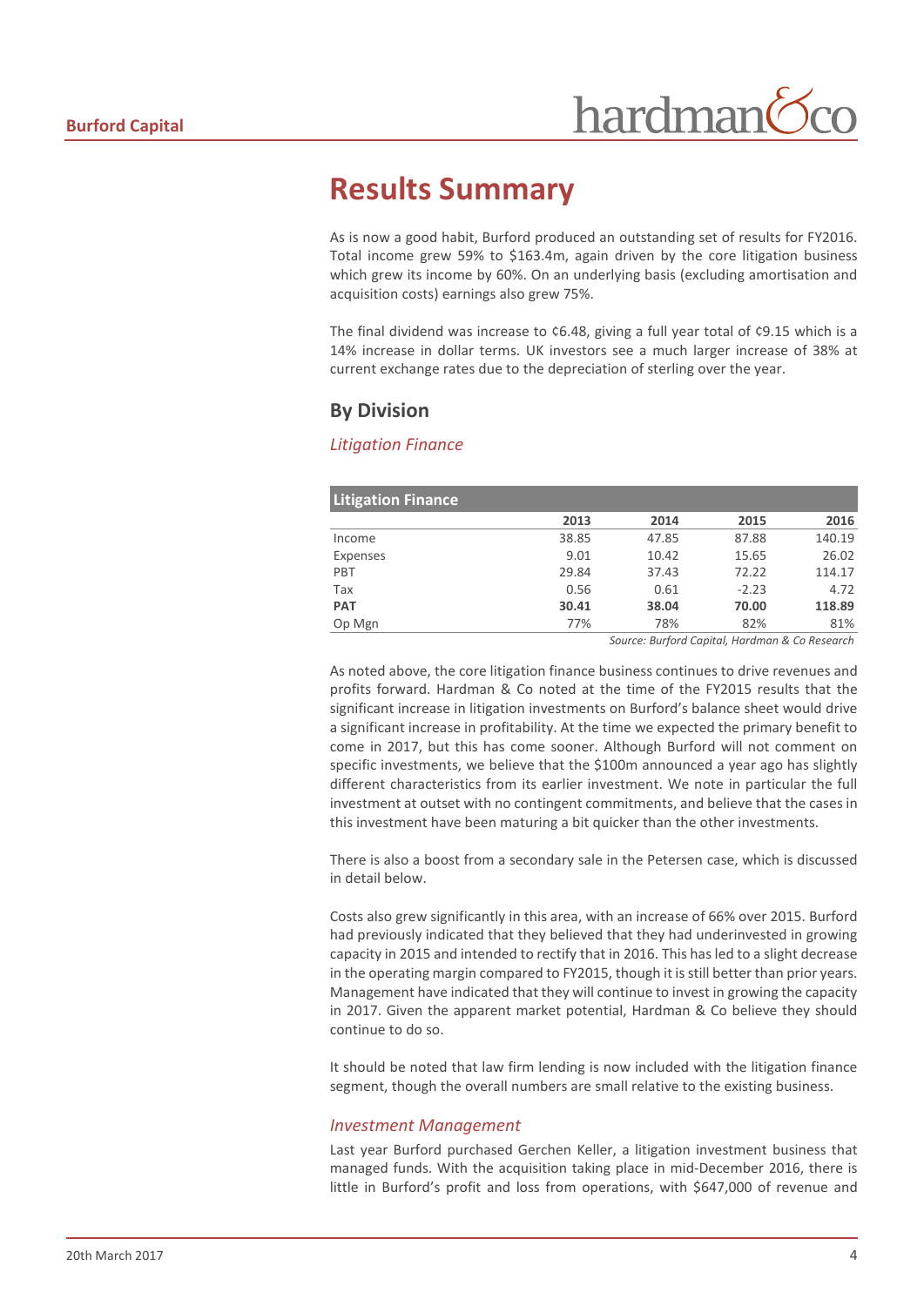# Results Summary

As is now a good habit, Burford produced an outstanding set of results for FY2016. Total income grew 59% to $163.4m, again driven by the core litigation business which grew its income by 60%. On an underlying basis (excluding amortisation and acquisition costs) earnings also grew 75%.

The final dividend was increase to ¢6.48, giving a full year total of ¢9.15 which is a 14% increase in dollar terms. UK investors see a much larger increase of 38% at current exchange rates due to the depreciation of sterling over the year.

## By Division

### *Litigation Finance*

| Litigation Finance | 2013 | 2014 | 2015 | 2016 |
|---|---|---|---|---|
| Income | 38.85 | 47.85 | 87.88 | 140.19 |
| Expenses | 9.01 | 10.42 | 15.65 | 26.02 |
| PBT | 29.84 | 37.43 | 72.22 | 114.17 |
| Tax | 0.56 | 0.61 | -2.23 | 4.72 |
| **PAT** | **30.41** | **38.04** | **70.00** | **118.89** |
| Op Mgn | 77% | 78% | 82% | 81% |

*Source: Burford Capital, Hardman & Co Research*

As noted above, the core litigation finance business continues to drive revenues and profits forward. Hardman & Co noted at the time of the FY2015 results that the significant increase in litigation investments on Burford's balance sheet would drive a significant increase in profitability. At the time we expected the primary benefit to come in 2017, but this has come sooner. Although Burford will not comment on specific investments, we believe that the $100m announced a year ago has slightly different characteristics from its earlier investment. We note in particular the full investment at outset with no contingent commitments, and believe that the cases in this investment have been maturing a bit quicker than the other investments.

There is also a boost from a secondary sale in the Petersen case, which is discussed in detail below.

Costs also grew significantly in this area, with an increase of 66% over 2015. Burford had previously indicated that they believed that they had underinvested in growing capacity in 2015 and intended to rectify that in 2016. This has led to a slight decrease in the operating margin compared to FY2015, though it is still better than prior years. Management have indicated that they will continue to invest in growing the capacity in 2017. Given the apparent market potential, Hardman & Co believe they should continue to do so.

It should be noted that law firm lending is now included with the litigation finance segment, though the overall numbers are small relative to the existing business.

### *Investment Management*

Last year Burford purchased Gerchen Keller, a litigation investment business that managed funds. With the acquisition taking place in mid-December 2016, there is little in Burford's profit and loss from operations, with $647,000 of revenue and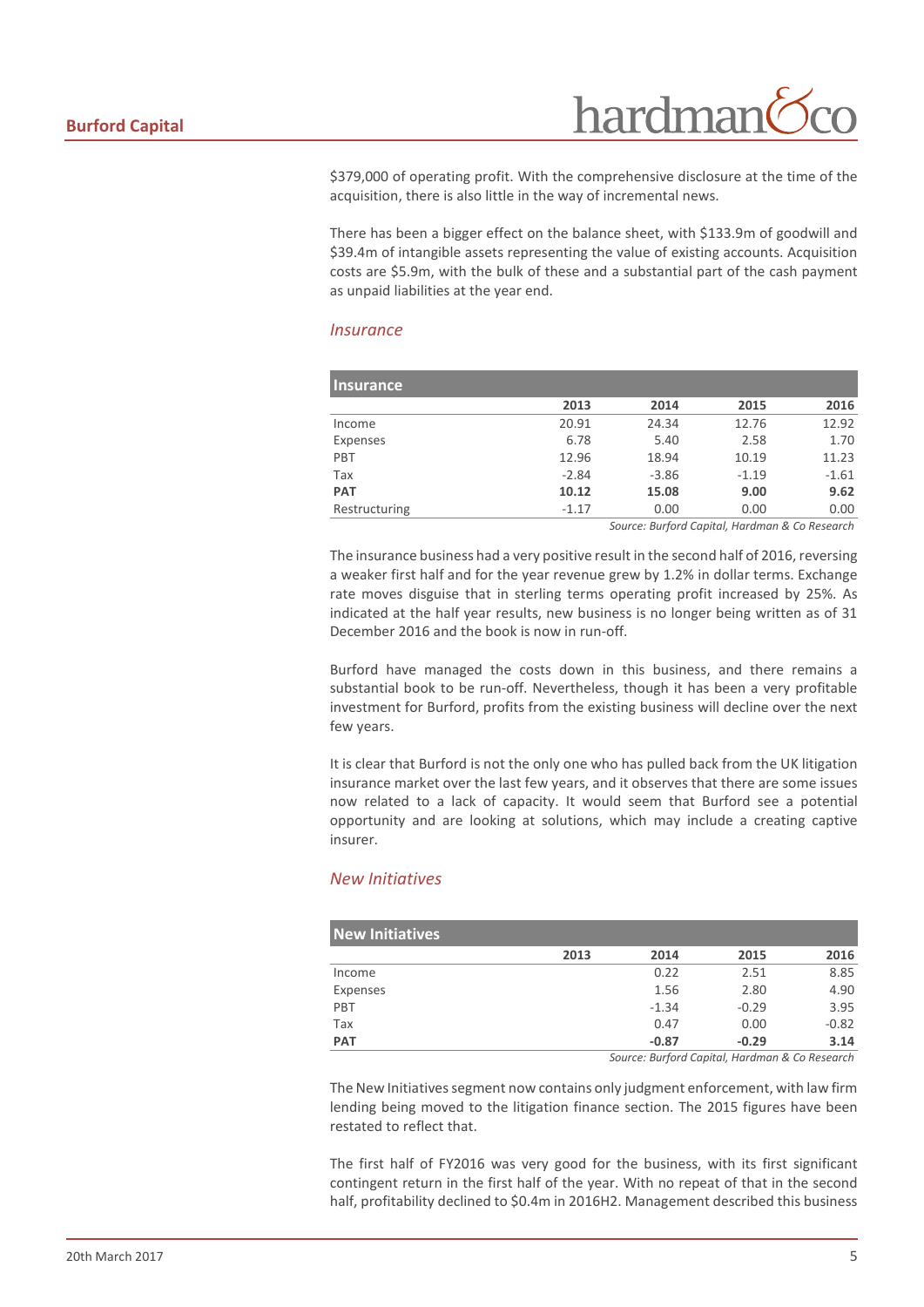$379,000 of operating profit. With the comprehensive disclosure at the time of the acquisition, there is also little in the way of incremental news.

There has been a bigger effect on the balance sheet, with $133.9m of goodwill and $39.4m of intangible assets representing the value of existing accounts. Acquisition costs are $5.9m, with the bulk of these and a substantial part of the cash payment as unpaid liabilities at the year end.

### *Insurance*

| **Insurance** | 2013 | 2014 | 2015 | 2016 |
|---|---|---|---|---|
| Income | 20.91 | 24.34 | 12.76 | 12.92 |
| Expenses | 6.78 | 5.40 | 2.58 | 1.70 |
| PBT | 12.96 | 18.94 | 10.19 | 11.23 |
| Tax | -2.84 | -3.86 | -1.19 | -1.61 |
| **PAT** | **10.12** | **15.08** | **9.00** | **9.62** |
| Restructuring | -1.17 | 0.00 | 0.00 | 0.00 |

*Source: Burford Capital, Hardman & Co Research*

The insurance business had a very positive result in the second half of 2016, reversing a weaker first half and for the year revenue grew by 1.2% in dollar terms. Exchange rate moves disguise that in sterling terms operating profit increased by 25%. As indicated at the half year results, new business is no longer being written as of 31 December 2016 and the book is now in run-off.

Burford have managed the costs down in this business, and there remains a substantial book to be run-off. Nevertheless, though it has been a very profitable investment for Burford, profits from the existing business will decline over the next few years.

It is clear that Burford is not the only one who has pulled back from the UK litigation insurance market over the last few years, and it observes that there are some issues now related to a lack of capacity. It would seem that Burford see a potential opportunity and are looking at solutions, which may include a creating captive insurer.

### *New Initiatives*

| **New Initiatives** | 2013 | 2014 | 2015 | 2016 |
|---|---|---|---|---|
| Income | | 0.22 | 2.51 | 8.85 |
| Expenses | | 1.56 | 2.80 | 4.90 |
| PBT | | -1.34 | -0.29 | 3.95 |
| Tax | | 0.47 | 0.00 | -0.82 |
| **PAT** | | **-0.87** | **-0.29** | **3.14** |

*Source: Burford Capital, Hardman & Co Research*

The New Initiatives segment now contains only judgment enforcement, with law firm lending being moved to the litigation finance section. The 2015 figures have been restated to reflect that.

The first half of FY2016 was very good for the business, with its first significant contingent return in the first half of the year. With no repeat of that in the second half, profitability declined to $0.4m in 2016H2. Management described this business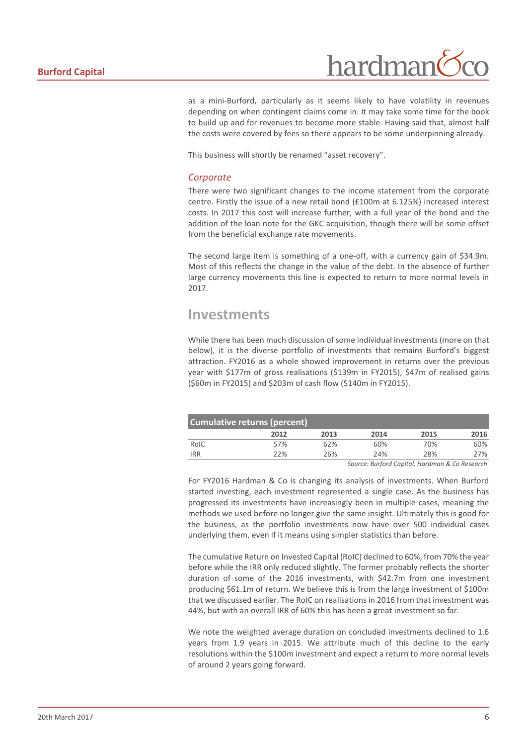as a mini-Burford, particularly as it seems likely to have volatility in revenues depending on when contingent claims come in. It may take some time for the book to build up and for revenues to become more stable. Having said that, almost half the costs were covered by fees so there appears to be some underpinning already.

This business will shortly be renamed "asset recovery".

### *Corporate*

There were two significant changes to the income statement from the corporate centre. Firstly the issue of a new retail bond (£100m at 6.125%) increased interest costs. In 2017 this cost will increase further, with a full year of the bond and the addition of the loan note for the GKC acquisition, though there will be some offset from the beneficial exchange rate movements.

The second large item is something of a one-off, with a currency gain of $34.9m. Most of this reflects the change in the value of the debt. In the absence of further large currency movements this line is expected to return to more normal levels in 2017.

## Investments

While there has been much discussion of some individual investments (more on that below), it is the diverse portfolio of investments that remains Burford's biggest attraction. FY2016 as a whole showed improvement in returns over the previous year with $177m of gross realisations ($139m in FY2015), $47m of realised gains ($60m in FY2015) and $203m of cash flow ($140m in FY2015).

**Cumulative returns (percent)**

| | 2012 | 2013 | 2014 | 2015 | 2016 |
|---|---|---|---|---|---|
| RoIC | 57% | 62% | 60% | 70% | 60% |
| IRR | 22% | 26% | 24% | 28% | 27% |

*Source: Burford Capital, Hardman & Co Research*

For FY2016 Hardman & Co is changing its analysis of investments. When Burford started investing, each investment represented a single case. As the business has progressed its investments have increasingly been in multiple cases, meaning the methods we used before no longer give the same insight. Ultimately this is good for the business, as the portfolio investments now have over 500 individual cases underlying them, even if it means using simpler statistics than before.

The cumulative Return on Invested Capital (RoIC) declined to 60%, from 70% the year before while the IRR only reduced slightly. The former probably reflects the shorter duration of some of the 2016 investments, with $42.7m from one investment producing $61.1m of return. We believe this is from the large investment of $100m that we discussed earlier. The RoIC on realisations in 2016 from that investment was 44%, but with an overall IRR of 60% this has been a great investment so far.

We note the weighted average duration on concluded investments declined to 1.6 years from 1.9 years in 2015. We attribute much of this decline to the early resolutions within the $100m investment and expect a return to more normal levels of around 2 years going forward.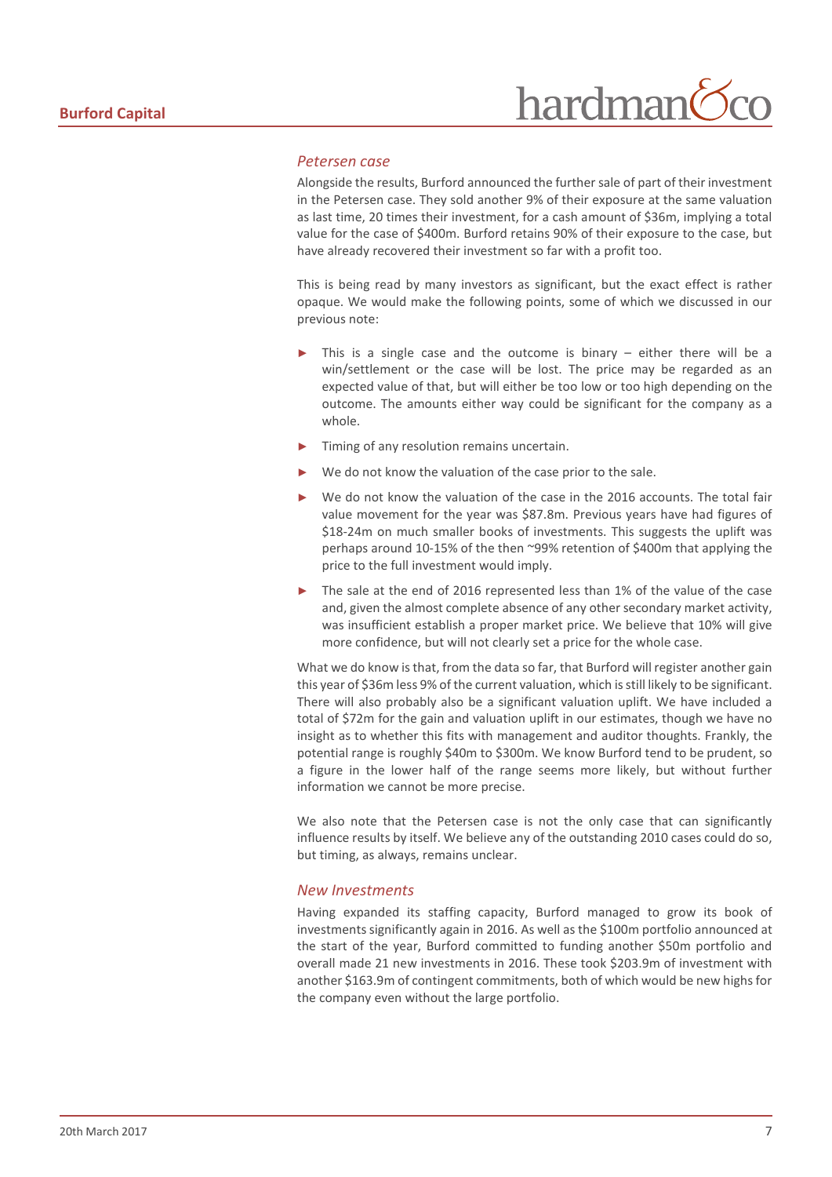### *Petersen case*

Alongside the results, Burford announced the further sale of part of their investment in the Petersen case. They sold another 9% of their exposure at the same valuation as last time, 20 times their investment, for a cash amount of $36m, implying a total value for the case of $400m. Burford retains 90% of their exposure to the case, but have already recovered their investment so far with a profit too.

This is being read by many investors as significant, but the exact effect is rather opaque. We would make the following points, some of which we discussed in our previous note:

- This is a single case and the outcome is binary – either there will be a win/settlement or the case will be lost. The price may be regarded as an expected value of that, but will either be too low or too high depending on the outcome. The amounts either way could be significant for the company as a whole.
- Timing of any resolution remains uncertain.
- We do not know the valuation of the case prior to the sale.
- We do not know the valuation of the case in the 2016 accounts. The total fair value movement for the year was $87.8m. Previous years have had figures of $18-24m on much smaller books of investments. This suggests the uplift was perhaps around 10-15% of the then ~99% retention of $400m that applying the price to the full investment would imply.
- The sale at the end of 2016 represented less than 1% of the value of the case and, given the almost complete absence of any other secondary market activity, was insufficient establish a proper market price. We believe that 10% will give more confidence, but will not clearly set a price for the whole case.

What we do know is that, from the data so far, that Burford will register another gain this year of $36m less 9% of the current valuation, which is still likely to be significant. There will also probably also be a significant valuation uplift. We have included a total of $72m for the gain and valuation uplift in our estimates, though we have no insight as to whether this fits with management and auditor thoughts. Frankly, the potential range is roughly $40m to $300m. We know Burford tend to be prudent, so a figure in the lower half of the range seems more likely, but without further information we cannot be more precise.

We also note that the Petersen case is not the only case that can significantly influence results by itself. We believe any of the outstanding 2010 cases could do so, but timing, as always, remains unclear.

### *New Investments*

Having expanded its staffing capacity, Burford managed to grow its book of investments significantly again in 2016. As well as the $100m portfolio announced at the start of the year, Burford committed to funding another $50m portfolio and overall made 21 new investments in 2016. These took $203.9m of investment with another $163.9m of contingent commitments, both of which would be new highs for the company even without the large portfolio.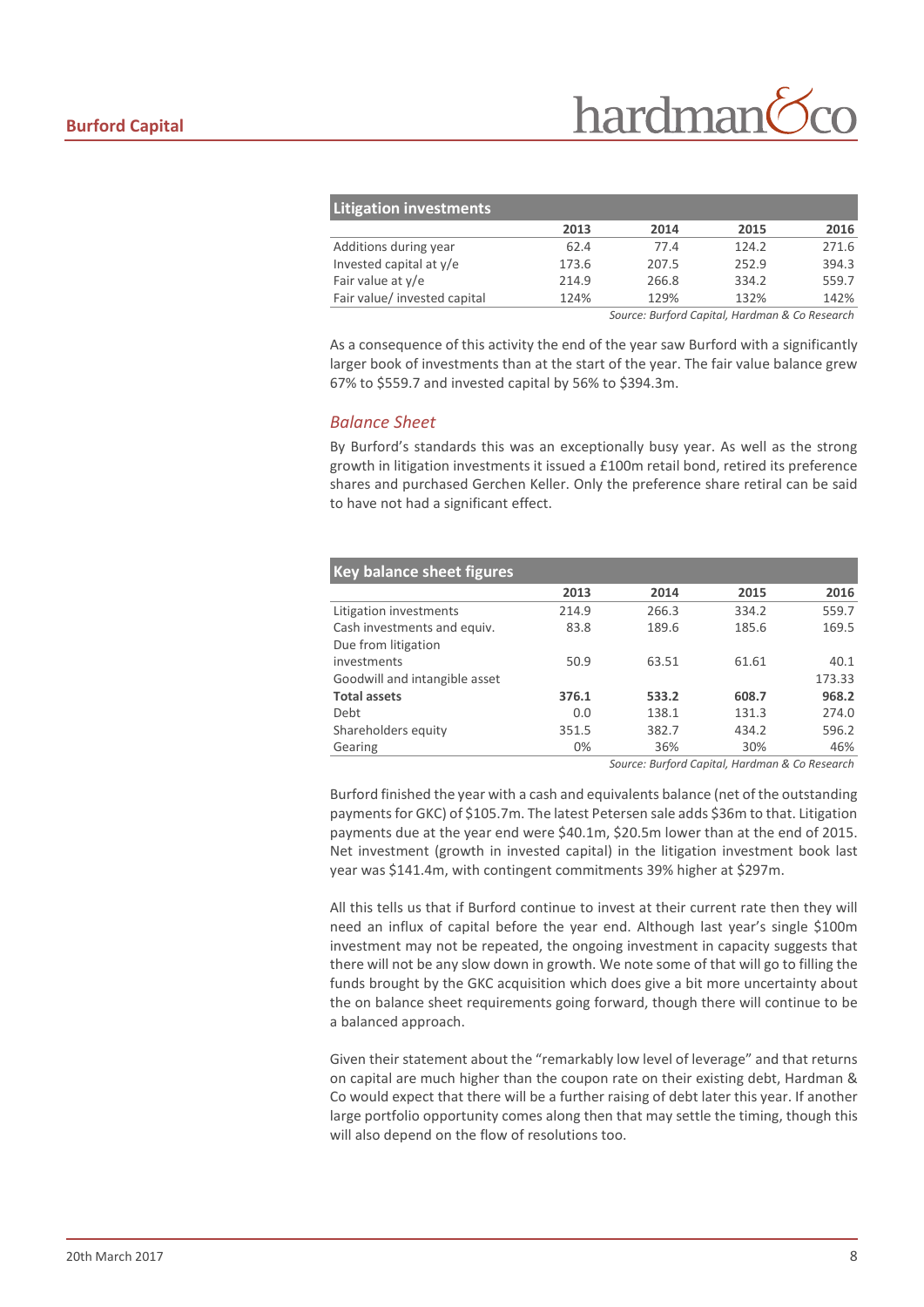| Litigation investments | 2013 | 2014 | 2015 | 2016 |
|---|---|---|---|---|
| Additions during year | 62.4 | 77.4 | 124.2 | 271.6 |
| Invested capital at y/e | 173.6 | 207.5 | 252.9 | 394.3 |
| Fair value at y/e | 214.9 | 266.8 | 334.2 | 559.7 |
| Fair value/ invested capital | 124% | 129% | 132% | 142% |

*Source: Burford Capital, Hardman & Co Research*

As a consequence of this activity the end of the year saw Burford with a significantly larger book of investments than at the start of the year. The fair value balance grew 67% to $559.7 and invested capital by 56% to $394.3m.

### *Balance Sheet*

By Burford's standards this was an exceptionally busy year. As well as the strong growth in litigation investments it issued a £100m retail bond, retired its preference shares and purchased Gerchen Keller. Only the preference share retiral can be said to have not had a significant effect.

| Key balance sheet figures | 2013 | 2014 | 2015 | 2016 |
|---|---|---|---|---|
| Litigation investments | 214.9 | 266.3 | 334.2 | 559.7 |
| Cash investments and equiv. | 83.8 | 189.6 | 185.6 | 169.5 |
| Due from litigation investments | 50.9 | 63.51 | 61.61 | 40.1 |
| Goodwill and intangible asset | | | | 173.33 |
| **Total assets** | **376.1** | **533.2** | **608.7** | **968.2** |
| Debt | 0.0 | 138.1 | 131.3 | 274.0 |
| Shareholders equity | 351.5 | 382.7 | 434.2 | 596.2 |
| Gearing | 0% | 36% | 30% | 46% |

*Source: Burford Capital, Hardman & Co Research*

Burford finished the year with a cash and equivalents balance (net of the outstanding payments for GKC) of $105.7m. The latest Petersen sale adds $36m to that. Litigation payments due at the year end were $40.1m, $20.5m lower than at the end of 2015. Net investment (growth in invested capital) in the litigation investment book last year was $141.4m, with contingent commitments 39% higher at $297m.

All this tells us that if Burford continue to invest at their current rate then they will need an influx of capital before the year end. Although last year's single $100m investment may not be repeated, the ongoing investment in capacity suggests that there will not be any slow down in growth. We note some of that will go to filling the funds brought by the GKC acquisition which does give a bit more uncertainty about the on balance sheet requirements going forward, though there will continue to be a balanced approach.

Given their statement about the "remarkably low level of leverage" and that returns on capital are much higher than the coupon rate on their existing debt, Hardman & Co would expect that there will be a further raising of debt later this year. If another large portfolio opportunity comes along then that may settle the timing, though this will also depend on the flow of resolutions too.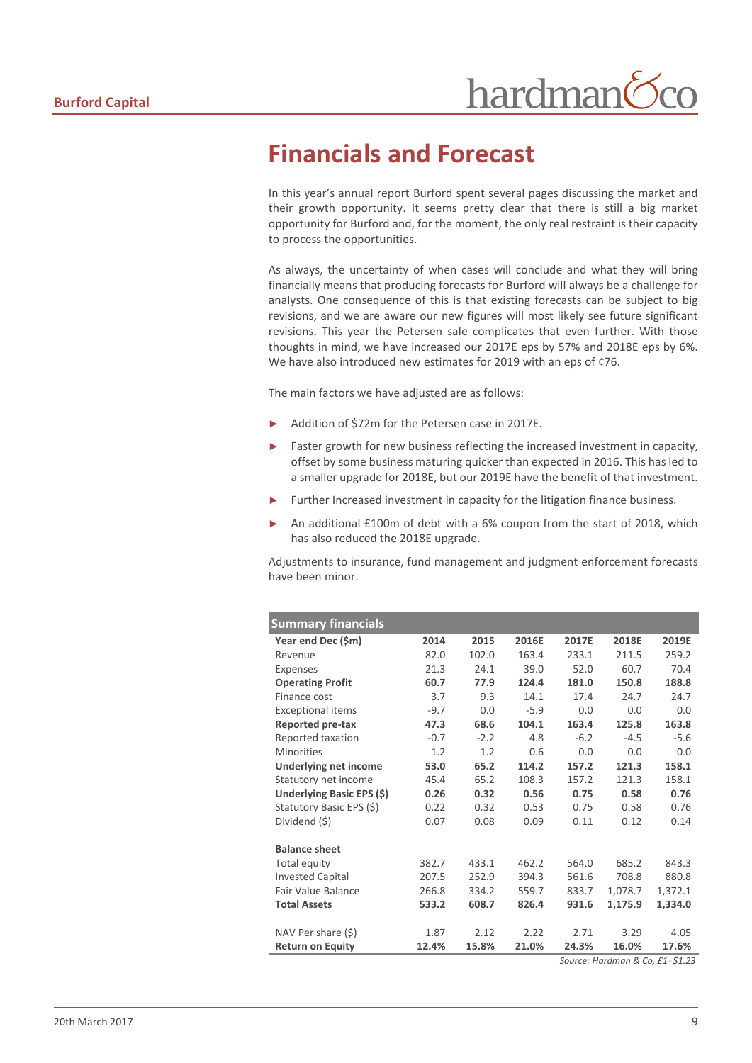# Financials and Forecast

In this year's annual report Burford spent several pages discussing the market and their growth opportunity. It seems pretty clear that there is still a big market opportunity for Burford and, for the moment, the only real restraint is their capacity to process the opportunities.

As always, the uncertainty of when cases will conclude and what they will bring financially means that producing forecasts for Burford will always be a challenge for analysts. One consequence of this is that existing forecasts can be subject to big revisions, and we are aware our new figures will most likely see future significant revisions. This year the Petersen sale complicates that even further. With those thoughts in mind, we have increased our 2017E eps by 57% and 2018E eps by 6%. We have also introduced new estimates for 2019 with an eps of ¢76.

The main factors we have adjusted are as follows:

- Addition of $72m for the Petersen case in 2017E.
- Faster growth for new business reflecting the increased investment in capacity, offset by some business maturing quicker than expected in 2016. This has led to a smaller upgrade for 2018E, but our 2019E have the benefit of that investment.
- Further Increased investment in capacity for the litigation finance business.
- An additional £100m of debt with a 6% coupon from the start of 2018, which has also reduced the 2018E upgrade.

Adjustments to insurance, fund management and judgment enforcement forecasts have been minor.

**Summary financials**

| Year end Dec ($m) | 2014 | 2015 | 2016E | 2017E | 2018E | 2019E |
|---|---|---|---|---|---|---|
| Revenue | 82.0 | 102.0 | 163.4 | 233.1 | 211.5 | 259.2 |
| Expenses | 21.3 | 24.1 | 39.0 | 52.0 | 60.7 | 70.4 |
| **Operating Profit** | **60.7** | **77.9** | **124.4** | **181.0** | **150.8** | **188.8** |
| Finance cost | 3.7 | 9.3 | 14.1 | 17.4 | 24.7 | 24.7 |
| Exceptional items | -9.7 | 0.0 | -5.9 | 0.0 | 0.0 | 0.0 |
| **Reported pre-tax** | **47.3** | **68.6** | **104.1** | **163.4** | **125.8** | **163.8** |
| Reported taxation | -0.7 | -2.2 | 4.8 | -6.2 | -4.5 | -5.6 |
| Minorities | 1.2 | 1.2 | 0.6 | 0.0 | 0.0 | 0.0 |
| **Underlying net income** | **53.0** | **65.2** | **114.2** | **157.2** | **121.3** | **158.1** |
| Statutory net income | 45.4 | 65.2 | 108.3 | 157.2 | 121.3 | 158.1 |
| **Underlying Basic EPS ($)** | **0.26** | **0.32** | **0.56** | **0.75** | **0.58** | **0.76** |
| Statutory Basic EPS ($) | 0.22 | 0.32 | 0.53 | 0.75 | 0.58 | 0.76 |
| Dividend ($) | 0.07 | 0.08 | 0.09 | 0.11 | 0.12 | 0.14 |
| | | | | | | |
| **Balance sheet** | | | | | | |
| Total equity | 382.7 | 433.1 | 462.2 | 564.0 | 685.2 | 843.3 |
| Invested Capital | 207.5 | 252.9 | 394.3 | 561.6 | 708.8 | 880.8 |
| Fair Value Balance | 266.8 | 334.2 | 559.7 | 833.7 | 1,078.7 | 1,372.1 |
| **Total Assets** | **533.2** | **608.7** | **826.4** | **931.6** | **1,175.9** | **1,334.0** |
| | | | | | | |
| NAV Per share ($) | 1.87 | 2.12 | 2.22 | 2.71 | 3.29 | 4.05 |
| **Return on Equity** | **12.4%** | **15.8%** | **21.0%** | **24.3%** | **16.0%** | **17.6%** |

*Source: Hardman & Co, £1=$1.23*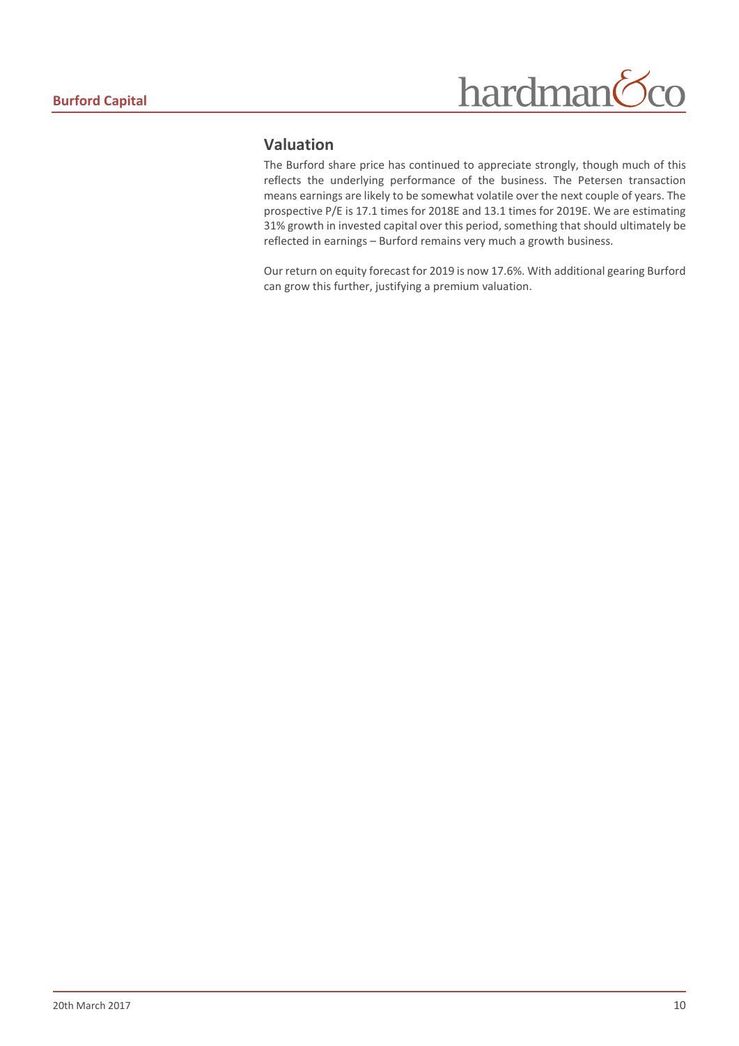## Valuation

The Burford share price has continued to appreciate strongly, though much of this reflects the underlying performance of the business. The Petersen transaction means earnings are likely to be somewhat volatile over the next couple of years. The prospective P/E is 17.1 times for 2018E and 13.1 times for 2019E. We are estimating 31% growth in invested capital over this period, something that should ultimately be reflected in earnings – Burford remains very much a growth business.

Our return on equity forecast for 2019 is now 17.6%. With additional gearing Burford can grow this further, justifying a premium valuation.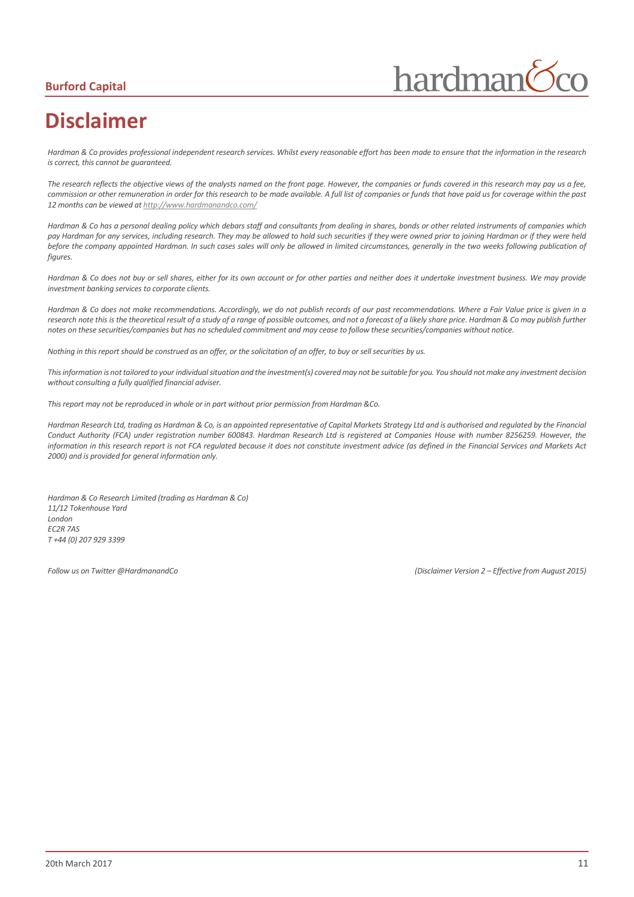# Disclaimer

*Hardman & Co provides professional independent research services. Whilst every reasonable effort has been made to ensure that the information in the research is correct, this cannot be guaranteed.*

*The research reflects the objective views of the analysts named on the front page. However, the companies or funds covered in this research may pay us a fee, commission or other remuneration in order for this research to be made available. A full list of companies or funds that have paid us for coverage within the past 12 months can be viewed at [http://www.hardmanandco.com/](http://www.hardmanandco.com/)*

*Hardman & Co has a personal dealing policy which debars staff and consultants from dealing in shares, bonds or other related instruments of companies which pay Hardman for any services, including research. They may be allowed to hold such securities if they were owned prior to joining Hardman or if they were held before the company appointed Hardman. In such cases sales will only be allowed in limited circumstances, generally in the two weeks following publication of figures.*

*Hardman & Co does not buy or sell shares, either for its own account or for other parties and neither does it undertake investment business. We may provide investment banking services to corporate clients.*

*Hardman & Co does not make recommendations. Accordingly, we do not publish records of our past recommendations. Where a Fair Value price is given in a research note this is the theoretical result of a study of a range of possible outcomes, and not a forecast of a likely share price. Hardman & Co may publish further notes on these securities/companies but has no scheduled commitment and may cease to follow these securities/companies without notice.*

*Nothing in this report should be construed as an offer, or the solicitation of an offer, to buy or sell securities by us.*

*This information is not tailored to your individual situation and the investment(s) covered may not be suitable for you. You should not make any investment decision without consulting a fully qualified financial adviser.*

*This report may not be reproduced in whole or in part without prior permission from Hardman &Co.*

*Hardman Research Ltd, trading as Hardman & Co, is an appointed representative of Capital Markets Strategy Ltd and is authorised and regulated by the Financial Conduct Authority (FCA) under registration number 600843. Hardman Research Ltd is registered at Companies House with number 8256259. However, the information in this research report is not FCA regulated because it does not constitute investment advice (as defined in the Financial Services and Markets Act 2000) and is provided for general information only.*

*Hardman & Co Research Limited (trading as Hardman & Co)*
*11/12 Tokenhouse Yard*
*London*
*EC2R 7AS*
*T +44 (0) 207 929 3399*

*Follow us on Twitter @HardmanandCo*

*(Disclaimer Version 2 – Effective from August 2015)*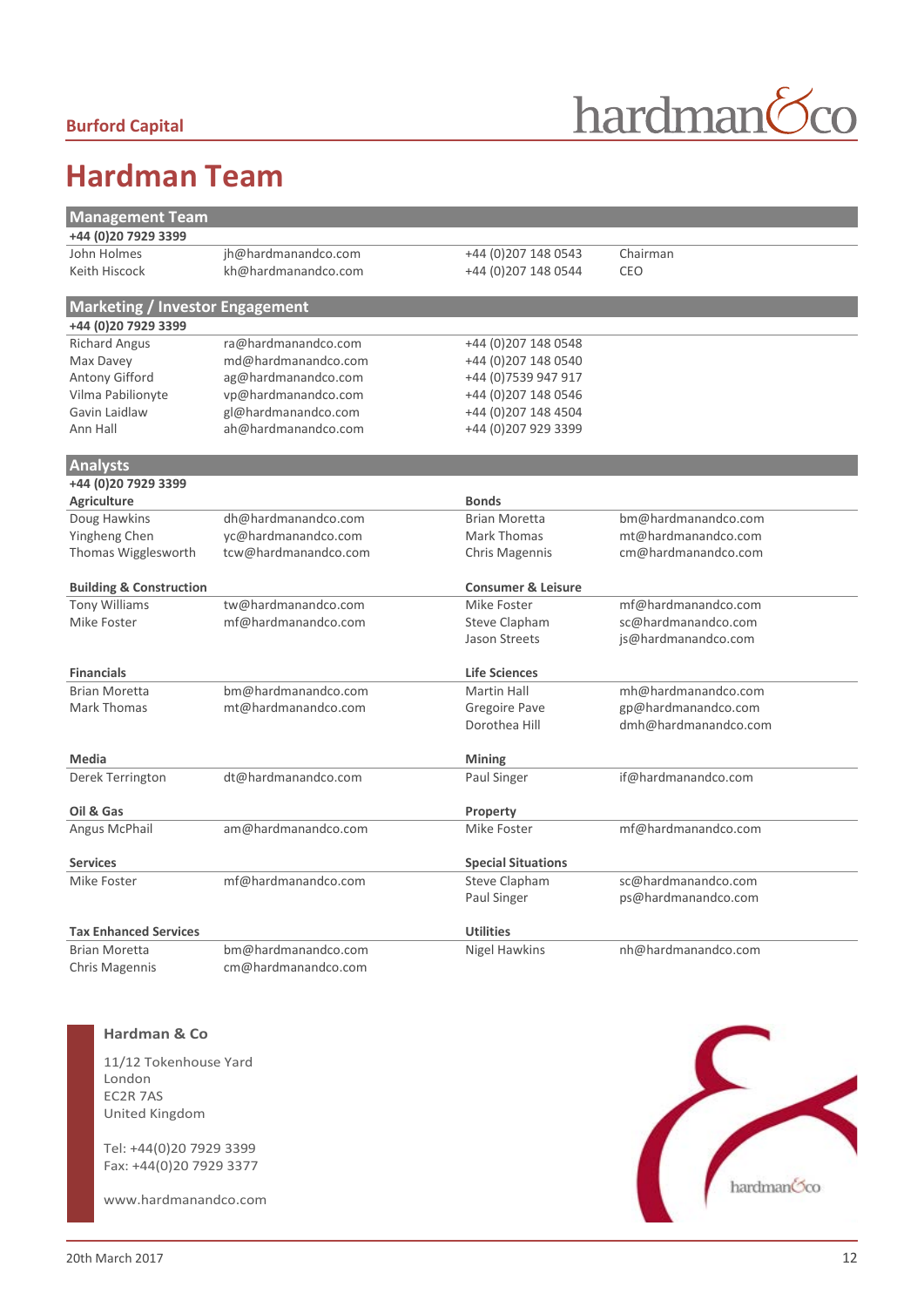# Hardman Team

## Management Team

+44 (0)20 7929 3399

| | | | |
|---|---|---|---|
| John Holmes | jh@hardmanandco.com | +44 (0)207 148 0543 | Chairman |
| Keith Hiscock | kh@hardmanandco.com | +44 (0)207 148 0544 | CEO |

## Marketing / Investor Engagement

+44 (0)20 7929 3399

| | | |
|---|---|---|
| Richard Angus | ra@hardmanandco.com | +44 (0)207 148 0548 |
| Max Davey | md@hardmanandco.com | +44 (0)207 148 0540 |
| Antony Gifford | ag@hardmanandco.com | +44 (0)7539 947 917 |
| Vilma Pabilionyte | vp@hardmanandco.com | +44 (0)207 148 0546 |
| Gavin Laidlaw | gl@hardmanandco.com | +44 (0)207 148 4504 |
| Ann Hall | ah@hardmanandco.com | +44 (0)207 929 3399 |

## Analysts

+44 (0)20 7929 3399

**Agriculture**

| | |
|---|---|
| Doug Hawkins | dh@hardmanandco.com |
| Yingheng Chen | yc@hardmanandco.com |
| Thomas Wigglesworth | tcw@hardmanandco.com |

**Bonds**

| | |
|---|---|
| Brian Moretta | bm@hardmanandco.com |
| Mark Thomas | mt@hardmanandco.com |
| Chris Magennis | cm@hardmanandco.com |

**Building & Construction**

| | |
|---|---|
| Tony Williams | tw@hardmanandco.com |
| Mike Foster | mf@hardmanandco.com |

**Consumer & Leisure**

| | |
|---|---|
| Mike Foster | mf@hardmanandco.com |
| Steve Clapham | sc@hardmanandco.com |
| Jason Streets | js@hardmanandco.com |

**Financials**

| | |
|---|---|
| Brian Moretta | bm@hardmanandco.com |
| Mark Thomas | mt@hardmanandco.com |

**Life Sciences**

| | |
|---|---|
| Martin Hall | mh@hardmanandco.com |
| Gregoire Pave | gp@hardmanandco.com |
| Dorothea Hill | dmh@hardmanandco.com |

**Media**

| | |
|---|---|
| Derek Terrington | dt@hardmanandco.com |

**Mining**

| | |
|---|---|
| Paul Singer | if@hardmanandco.com |

**Oil & Gas**

| | |
|---|---|
| Angus McPhail | am@hardmanandco.com |

**Property**

| | |
|---|---|
| Mike Foster | mf@hardmanandco.com |

**Services**

| | |
|---|---|
| Mike Foster | mf@hardmanandco.com |

**Special Situations**

| | |
|---|---|
| Steve Clapham | sc@hardmanandco.com |
| Paul Singer | ps@hardmanandco.com |

**Tax Enhanced Services**

| | |
|---|---|
| Brian Moretta | bm@hardmanandco.com |
| Chris Magennis | cm@hardmanandco.com |

**Utilities**

| | |
|---|---|
| Nigel Hawkins | nh@hardmanandco.com |

**Hardman & Co**

11/12 Tokenhouse Yard
London
EC2R 7AS
United Kingdom

Tel: +44(0)20 7929 3399
Fax: +44(0)20 7929 3377

www.hardmanandco.com